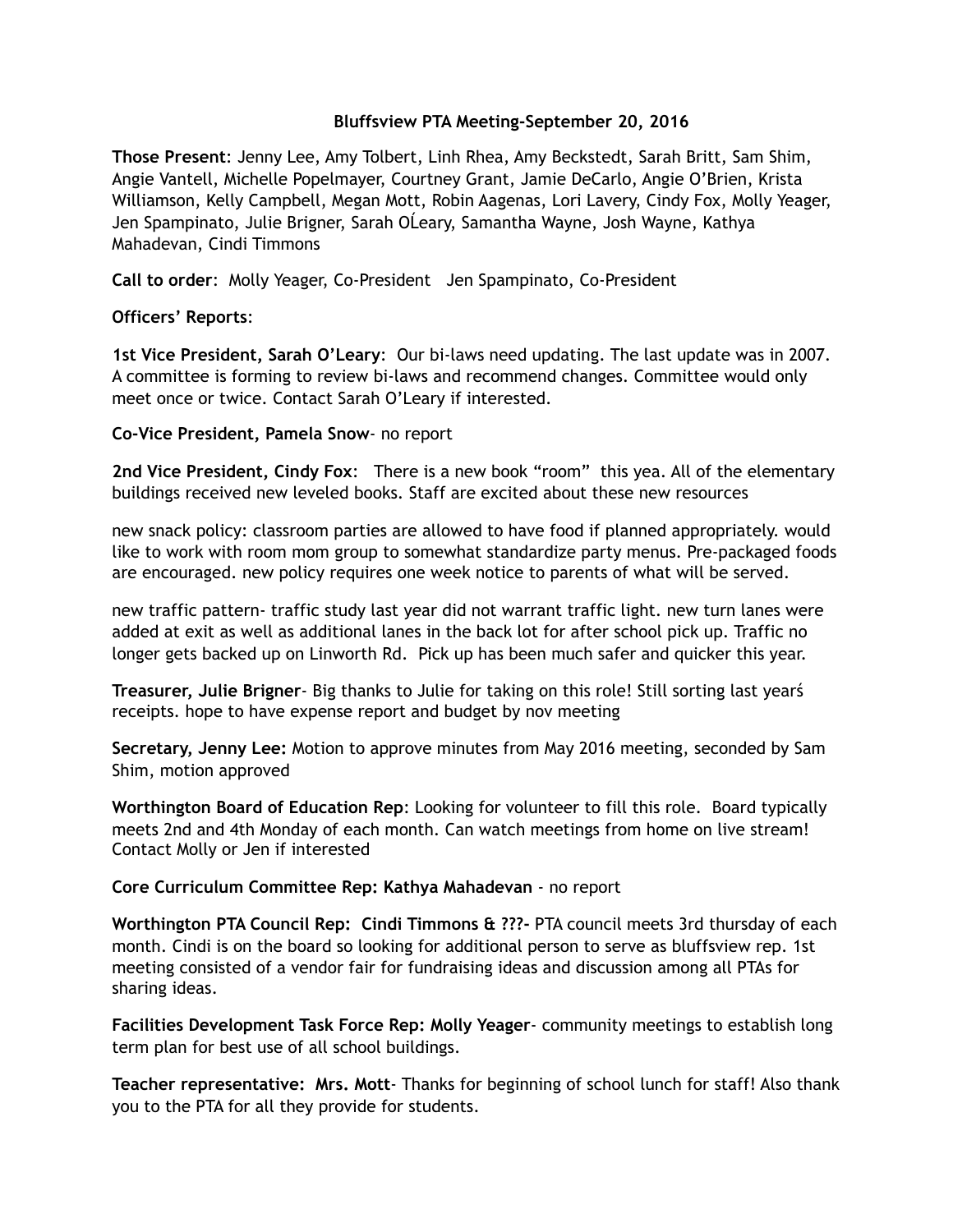**Bluffsview PTA Meeting-September 20, 2016**

**Those Present**: Jenny Lee, Amy Tolbert, Linh Rhea, Amy Beckstedt, Sarah Britt, Sam Shim, Angie Vantell, Michelle Popelmayer, Courtney Grant, Jamie DeCarlo, Angie O'Brien, Krista Williamson, Kelly Campbell, Megan Mott, Robin Aagenas, Lori Lavery, Cindy Fox, Molly Yeager, Jen Spampinato, Julie Brigner, Sarah OĹeary, Samantha Wayne, Josh Wayne, Kathya Mahadevan, Cindi Timmons

**Call to order**: Molly Yeager, Co-President Jen Spampinato, Co-President

**Officers' Reports**:

**1st Vice President, Sarah O'Leary**: Our bi-laws need updating. The last update was in 2007. A committee is forming to review bi-laws and recommend changes. Committee would only meet once or twice. Contact Sarah O'Leary if interested.

**Co-Vice President, Pamela Snow**- no report

**2nd Vice President, Cindy Fox**: There is a new book "room" this yea. All of the elementary buildings received new leveled books. Staff are excited about these new resources

new snack policy: classroom parties are allowed to have food if planned appropriately. would like to work with room mom group to somewhat standardize party menus. Pre-packaged foods are encouraged. new policy requires one week notice to parents of what will be served.

new traffic pattern- traffic study last year did not warrant traffic light. new turn lanes were added at exit as well as additional lanes in the back lot for after school pick up. Traffic no longer gets backed up on Linworth Rd. Pick up has been much safer and quicker this year.

**Treasurer, Julie Brigner**- Big thanks to Julie for taking on this role! Still sorting last yearś receipts. hope to have expense report and budget by nov meeting

**Secretary, Jenny Lee:** Motion to approve minutes from May 2016 meeting, seconded by Sam Shim, motion approved

**Worthington Board of Education Rep**: Looking for volunteer to fill this role. Board typically meets 2nd and 4th Monday of each month. Can watch meetings from home on live stream! Contact Molly or Jen if interested

**Core Curriculum Committee Rep: Kathya Mahadevan** - no report

**Worthington PTA Council Rep: Cindi Timmons & ???-** PTA council meets 3rd thursday of each month. Cindi is on the board so looking for additional person to serve as bluffsview rep. 1st meeting consisted of a vendor fair for fundraising ideas and discussion among all PTAs for sharing ideas.

**Facilities Development Task Force Rep: Molly Yeager**- community meetings to establish long term plan for best use of all school buildings.

**Teacher representative: Mrs. Mott**- Thanks for beginning of school lunch for staff! Also thank you to the PTA for all they provide for students.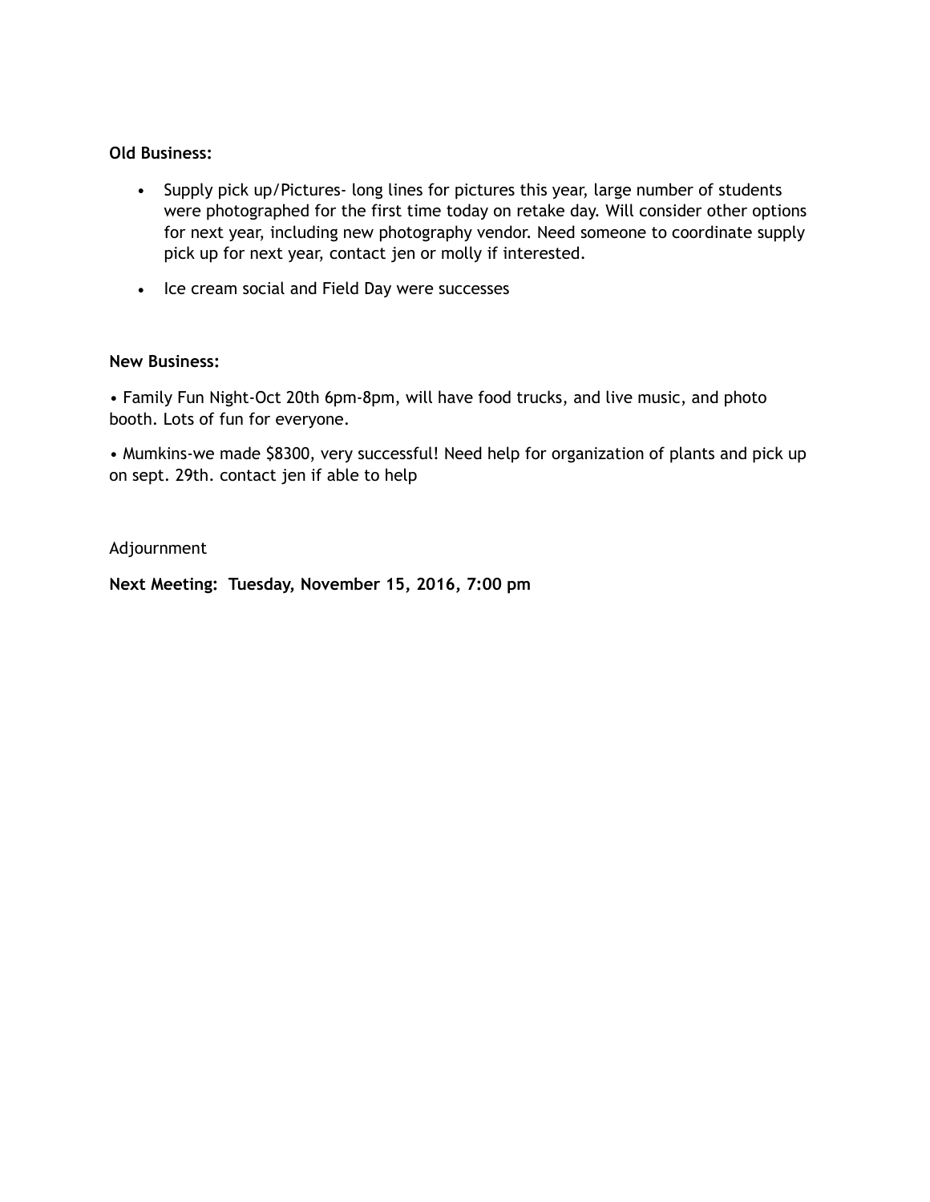**Old Business:**

- Supply pick up/Pictures- long lines for pictures this year, large number of students were photographed for the first time today on retake day. Will consider other options for next year, including new photography vendor. Need someone to coordinate supply pick up for next year, contact jen or molly if interested.
- Ice cream social and Field Day were successes

**New Business:**

• Family Fun Night-Oct 20th 6pm-8pm, will have food trucks, and live music, and photo booth. Lots of fun for everyone.

• Mumkins-we made $8300, very successful! Need help for organization of plants and pick up on sept. 29th. contact jen if able to help

Adjournment

**Next Meeting: Tuesday, November 15, 2016, 7:00 pm**